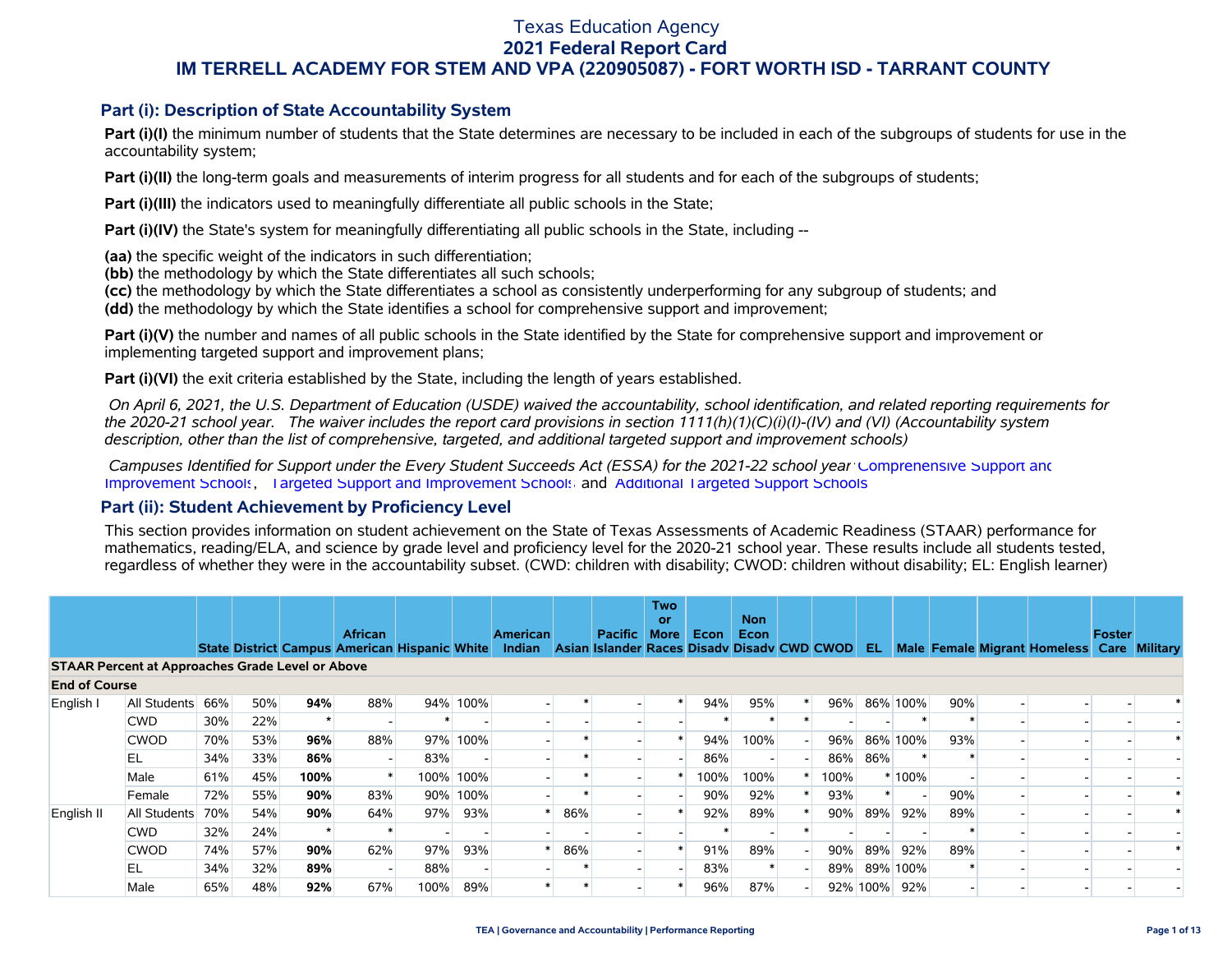# Texas Education Agency
## 2021 Federal Report Card
## IM TERRELL ACADEMY FOR STEM AND VPA (220905087) - FORT WORTH ISD - TARRANT COUNTY

### Part (i): Description of State Accountability System

**Part (i)(I)** the minimum number of students that the State determines are necessary to be included in each of the subgroups of students for use in the accountability system;

**Part (i)(II)** the long-term goals and measurements of interim progress for all students and for each of the subgroups of students;

**Part (i)(III)** the indicators used to meaningfully differentiate all public schools in the State;

**Part (i)(IV)** the State's system for meaningfully differentiating all public schools in the State, including --

**(aa)** the specific weight of the indicators in such differentiation;
**(bb)** the methodology by which the State differentiates all such schools;
**(cc)** the methodology by which the State differentiates a school as consistently underperforming for any subgroup of students; and
**(dd)** the methodology by which the State identifies a school for comprehensive support and improvement;

**Part (i)(V)** the number and names of all public schools in the State identified by the State for comprehensive support and improvement or implementing targeted support and improvement plans;

**Part (i)(VI)** the exit criteria established by the State, including the length of years established.

*On April 6, 2021, the U.S. Department of Education (USDE) waived the accountability, school identification, and related reporting requirements for the 2020-21 school year. The waiver includes the report card provisions in section 1111(h)(1)(C)(i)(I)-(IV) and (VI) (Accountability system description, other than the list of comprehensive, targeted, and additional targeted support and improvement schools)*

*Campuses Identified for Support under the Every Student Succeeds Act (ESSA) for the 2021-22 school year:* Comprehensive Support and Improvement Schools, Targeted Support and Improvement Schools, and Additional Targeted Support Schools

### Part (ii): Student Achievement by Proficiency Level

This section provides information on student achievement on the State of Texas Assessments of Academic Readiness (STAAR) performance for mathematics, reading/ELA, and science by grade level and proficiency level for the 2020-21 school year. These results include all students tested, regardless of whether they were in the accountability subset. (CWD: children with disability; CWOD: children without disability; EL: English learner)

| | | State | District | Campus | African American | Hispanic | White | American Indian | Asian | Pacific Islander | Two or More Races | Econ Disadv | Non Econ Disadv | CWD | CWOD | EL | Male | Female | Migrant | Homeless | Foster Care | Military |
|---|---|---|---|---|---|---|---|---|---|---|---|---|---|---|---|---|---|---|---|---|---|---|
| **STAAR Percent at Approaches Grade Level or Above** | | | | | | | | | | | | | | | | | | | | | | |
| **End of Course** | | | | | | | | | | | | | | | | | | | | | | |
| English I | All Students | 66% | 50% | **94%** | 88% | 94% | 100% | - | * | - | * | 94% | 95% | * | 96% | 86% | 100% | 90% | - | - | - | * |
| | CWD | 30% | 22% | * | - | * | - | - | - | - | - | * | * | * | - | - | * | * | - | - | - | - |
| | CWOD | 70% | 53% | **96%** | 88% | 97% | 100% | - | * | - | * | 94% | 100% | - | 96% | 86% | 100% | 93% | - | - | - | * |
| | EL | 34% | 33% | **86%** | - | 83% | - | - | * | - | - | 86% | - | - | 86% | 86% | * | * | - | - | - | - |
| | Male | 61% | 45% | **100%** | * | 100% | 100% | - | * | - | * | 100% | 100% | * | 100% | * | 100% | - | - | - | - | - |
| | Female | 72% | 55% | **90%** | 83% | 90% | 100% | - | * | - | - | 90% | 92% | * | 93% | * | - | 90% | - | - | - | * |
| English II | All Students | 70% | 54% | **90%** | 64% | 97% | 93% | * | 86% | - | * | 92% | 89% | * | 90% | 89% | 92% | 89% | - | - | - | * |
| | CWD | 32% | 24% | * | * | - | - | - | - | - | - | * | - | * | - | - | - | * | - | - | - | - |
| | CWOD | 74% | 57% | **90%** | 62% | 97% | 93% | * | 86% | - | * | 91% | 89% | - | 90% | 89% | 92% | 89% | - | - | - | * |
| | EL | 34% | 32% | **89%** | - | 88% | - | - | * | - | - | 83% | * | - | 89% | 89% | 100% | * | - | - | - | - |
| | Male | 65% | 48% | **92%** | 67% | 100% | 89% | * | * | - | * | 96% | 87% | - | 92% | 100% | 92% | - | - | - | - | - |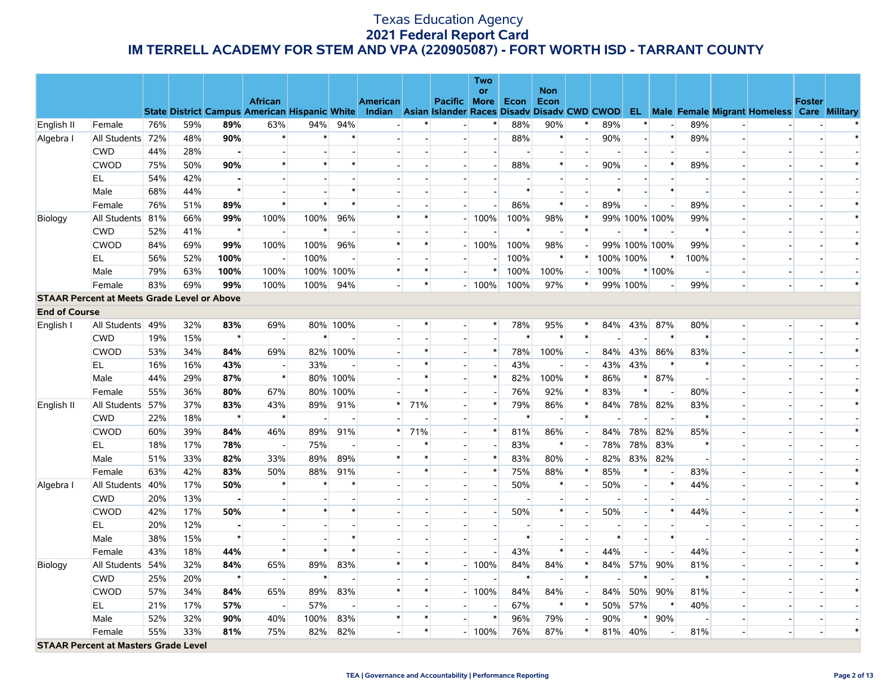# Texas Education Agency
## 2021 Federal Report Card
## IM TERRELL ACADEMY FOR STEM AND VPA (220905087) - FORT WORTH ISD - TARRANT COUNTY

| | | State | District | Campus | African American | Hispanic | White | American Indian | Asian | Pacific Islander | Two or More Races | Econ Disadv | Non Econ Disadv | CWD | CWOD | EL | Male | Female | Migrant | Homeless | Foster Care | Military |
|---|---|---|---|---|---|---|---|---|---|---|---|---|---|---|---|---|---|---|---|---|---|---|
| English II | Female | 76% | 59% | **89%** | 63% | 94% | 94% | - | * | - | * | 88% | 90% | * | 89% | * | - | 89% | - | - | - | * |
| Algebra I | All Students | 72% | 48% | **90%** | * | * | * | - | - | - | - | 88% | * | - | 90% | - | * | 89% | - | - | - | * |
| | CWD | 44% | 28% | **-** | - | - | - | - | - | - | - | - | - | - | - | - | - | - | - | - | - | - |
| | CWOD | 75% | 50% | **90%** | * | * | * | - | - | - | - | 88% | * | - | 90% | - | * | 89% | - | - | - | * |
| | EL | 54% | 42% | **-** | - | - | - | - | - | - | - | - | - | - | - | - | - | - | - | - | - | - |
| | Male | 68% | 44% | * | - | - | * | - | - | - | - | * | - | - | * | - | * | - | - | - | - | - |
| | Female | 76% | 51% | **89%** | * | * | * | - | - | - | - | 86% | * | - | 89% | - | - | 89% | - | - | - | * |
| Biology | All Students | 81% | 66% | **99%** | 100% | 100% | 96% | * | * | - | 100% | 100% | 98% | * | 99% | 100% | 100% | 99% | - | - | - | * |
| | CWD | 52% | 41% | * | - | * | - | - | - | - | - | * | - | * | - | * | - | * | - | - | - | - |
| | CWOD | 84% | 69% | **99%** | 100% | 100% | 96% | * | * | - | 100% | 100% | 98% | - | 99% | 100% | 100% | 99% | - | - | - | * |
| | EL | 56% | 52% | **100%** | - | 100% | - | - | - | - | - | 100% | * | * | 100% | 100% | * | 100% | - | - | - | - |
| | Male | 79% | 63% | **100%** | 100% | 100% | 100% | * | * | - | * | 100% | 100% | - | 100% | * | 100% | - | - | - | - | - |
| | Female | 83% | 69% | **99%** | 100% | 100% | 94% | - | * | - | 100% | 100% | 97% | * | 99% | 100% | - | 99% | - | - | - | * |
| **STAAR Percent at Meets Grade Level or Above** | | | | | | | | | | | | | | | | | | | | | | |
| **End of Course** | | | | | | | | | | | | | | | | | | | | | | |
| English I | All Students | 49% | 32% | **83%** | 69% | 80% | 100% | - | * | - | * | 78% | 95% | * | 84% | 43% | 87% | 80% | - | - | - | * |
| | CWD | 19% | 15% | * | - | * | - | - | - | - | - | * | * | * | - | - | * | * | - | - | - | - |
| | CWOD | 53% | 34% | **84%** | 69% | 82% | 100% | - | * | - | * | 78% | 100% | - | 84% | 43% | 86% | 83% | - | - | - | * |
| | EL | 16% | 16% | **43%** | - | 33% | - | - | * | - | - | 43% | - | - | 43% | 43% | * | * | - | - | - | - |
| | Male | 44% | 29% | **87%** | * | 80% | 100% | - | * | - | * | 82% | 100% | * | 86% | * | 87% | - | - | - | - | - |
| | Female | 55% | 36% | **80%** | 67% | 80% | 100% | - | * | - | - | 76% | 92% | * | 83% | * | - | 80% | - | - | - | * |
| English II | All Students | 57% | 37% | **83%** | 43% | 89% | 91% | * | 71% | - | * | 79% | 86% | * | 84% | 78% | 82% | 83% | - | - | - | * |
| | CWD | 22% | 18% | * | * | - | - | - | - | - | - | * | - | * | - | - | - | * | - | - | - | - |
| | CWOD | 60% | 39% | **84%** | 46% | 89% | 91% | * | 71% | - | * | 81% | 86% | - | 84% | 78% | 82% | 85% | - | - | - | * |
| | EL | 18% | 17% | **78%** | - | 75% | - | - | * | - | - | 83% | * | - | 78% | 78% | 83% | * | - | - | - | - |
| | Male | 51% | 33% | **82%** | 33% | 89% | 89% | * | * | - | * | 83% | 80% | - | 82% | 83% | 82% | - | - | - | - | - |
| | Female | 63% | 42% | **83%** | 50% | 88% | 91% | - | * | - | * | 75% | 88% | * | 85% | * | - | 83% | - | - | - | * |
| Algebra I | All Students | 40% | 17% | **50%** | * | * | * | - | - | - | - | 50% | * | - | 50% | - | * | 44% | - | - | - | * |
| | CWD | 20% | 13% | **-** | - | - | - | - | - | - | - | - | - | - | - | - | - | - | - | - | - | - |
| | CWOD | 42% | 17% | **50%** | * | * | * | - | - | - | - | 50% | * | - | 50% | - | * | 44% | - | - | - | * |
| | EL | 20% | 12% | **-** | - | - | - | - | - | - | - | - | - | - | - | - | - | - | - | - | - | - |
| | Male | 38% | 15% | * | - | - | * | - | - | - | - | * | - | - | * | - | * | - | - | - | - | - |
| | Female | 43% | 18% | **44%** | * | * | * | - | - | - | - | 43% | * | - | 44% | - | - | 44% | - | - | - | * |
| Biology | All Students | 54% | 32% | **84%** | 65% | 89% | 83% | * | * | - | 100% | 84% | 84% | * | 84% | 57% | 90% | 81% | - | - | - | * |
| | CWD | 25% | 20% | * | - | * | - | - | - | - | - | * | - | * | - | * | - | * | - | - | - | - |
| | CWOD | 57% | 34% | **84%** | 65% | 89% | 83% | * | * | - | 100% | 84% | 84% | - | 84% | 50% | 90% | 81% | - | - | - | * |
| | EL | 21% | 17% | **57%** | - | 57% | - | - | - | - | - | 67% | * | * | 50% | 57% | * | 40% | - | - | - | - |
| | Male | 52% | 32% | **90%** | 40% | 100% | 83% | * | * | - | * | 96% | 79% | - | 90% | * | 90% | - | - | - | - | - |
| | Female | 55% | 33% | **81%** | 75% | 82% | 82% | - | * | - | 100% | 76% | 87% | * | 81% | 40% | - | 81% | - | - | - | * |
| **STAAR Percent at Masters Grade Level** | | | | | | | | | | | | | | | | | | | | | | |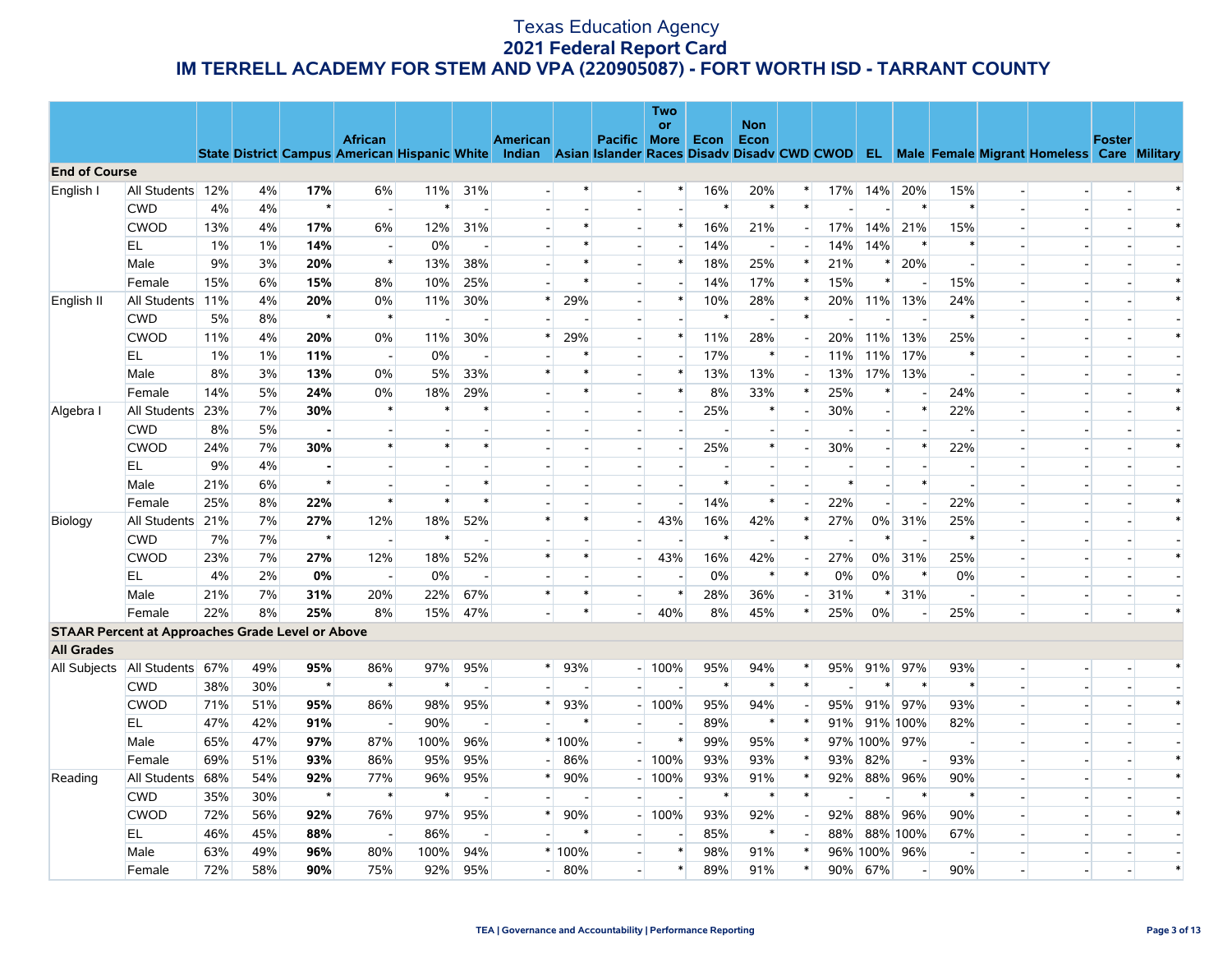# Texas Education Agency
## 2021 Federal Report Card
## IM TERRELL ACADEMY FOR STEM AND VPA (220905087) - FORT WORTH ISD - TARRANT COUNTY

| | | State | District | Campus | African American | Hispanic | White | American Indian | Asian | Pacific Islander | Two or More Races | Econ Disadv | Non Econ Disadv | CWD | CWOD | EL | Male | Female | Migrant | Homeless | Foster Care | Military |
|---|---|---|---|---|---|---|---|---|---|---|---|---|---|---|---|---|---|---|---|---|---|---|
| **End of Course** | | | | | | | | | | | | | | | | | | | | | | |
| English I | All Students | 12% | 4% | **17%** | 6% | 11% | 31% | - | * | - | * | 16% | 20% | * | 17% | 14% | 20% | 15% | - | - | - | * |
| | CWD | 4% | 4% | * | - | * | - | - | - | - | - | * | * | * | - | - | * | * | - | - | - | - |
| | CWOD | 13% | 4% | **17%** | 6% | 12% | 31% | - | * | - | * | 16% | 21% | - | 17% | 14% | 21% | 15% | - | - | - | * |
| | EL | 1% | 1% | **14%** | - | 0% | - | - | * | - | - | 14% | - | - | 14% | 14% | * | * | - | - | - | - |
| | Male | 9% | 3% | **20%** | * | 13% | 38% | - | * | - | * | 18% | 25% | * | 21% | * | 20% | - | - | - | - | - |
| | Female | 15% | 6% | **15%** | 8% | 10% | 25% | - | * | - | - | 14% | 17% | * | 15% | * | - | 15% | - | - | - | * |
| English II | All Students | 11% | 4% | **20%** | 0% | 11% | 30% | * | 29% | - | * | 10% | 28% | * | 20% | 11% | 13% | 24% | - | - | - | * |
| | CWD | 5% | 8% | * | * | - | - | - | - | - | - | * | - | * | - | - | - | * | - | - | - | - |
| | CWOD | 11% | 4% | **20%** | 0% | 11% | 30% | * | 29% | - | * | 11% | 28% | - | 20% | 11% | 13% | 25% | - | - | - | * |
| | EL | 1% | 1% | **11%** | - | 0% | - | - | * | - | - | 17% | * | - | 11% | 11% | 17% | * | - | - | - | - |
| | Male | 8% | 3% | **13%** | 0% | 5% | 33% | * | * | - | * | 13% | 13% | - | 13% | 17% | 13% | - | - | - | - | - |
| | Female | 14% | 5% | **24%** | 0% | 18% | 29% | - | * | - | * | 8% | 33% | * | 25% | * | - | 24% | - | - | - | * |
| Algebra I | All Students | 23% | 7% | **30%** | * | * | * | - | - | - | - | 25% | * | - | 30% | - | * | 22% | - | - | - | * |
| | CWD | 8% | 5% | **-** | - | - | - | - | - | - | - | - | - | - | - | - | - | - | - | - | - | - |
| | CWOD | 24% | 7% | **30%** | * | * | * | - | - | - | - | 25% | * | - | 30% | - | * | 22% | - | - | - | * |
| | EL | 9% | 4% | **-** | - | - | - | - | - | - | - | - | - | - | - | - | - | - | - | - | - | - |
| | Male | 21% | 6% | * | - | - | * | - | - | - | - | * | - | - | * | - | * | - | - | - | - | - |
| | Female | 25% | 8% | **22%** | * | * | * | - | - | - | - | 14% | * | - | 22% | - | - | 22% | - | - | - | * |
| Biology | All Students | 21% | 7% | **27%** | 12% | 18% | 52% | * | * | - | 43% | 16% | 42% | * | 27% | 0% | 31% | 25% | - | - | - | * |
| | CWD | 7% | 7% | * | - | * | - | - | - | - | - | * | - | * | - | * | - | * | - | - | - | - |
| | CWOD | 23% | 7% | **27%** | 12% | 18% | 52% | * | * | - | 43% | 16% | 42% | - | 27% | 0% | 31% | 25% | - | - | - | * |
| | EL | 4% | 2% | **0%** | - | 0% | - | - | - | - | - | 0% | * | * | 0% | 0% | * | 0% | - | - | - | - |
| | Male | 21% | 7% | **31%** | 20% | 22% | 67% | * | * | - | * | 28% | 36% | - | 31% | * | 31% | - | - | - | - | - |
| | Female | 22% | 8% | **25%** | 8% | 15% | 47% | - | * | - | 40% | 8% | 45% | * | 25% | 0% | - | 25% | - | - | - | * |
| **STAAR Percent at Approaches Grade Level or Above** | | | | | | | | | | | | | | | | | | | | | | |
| **All Grades** | | | | | | | | | | | | | | | | | | | | | | |
| All Subjects | All Students | 67% | 49% | **95%** | 86% | 97% | 95% | * | 93% | - | 100% | 95% | 94% | * | 95% | 91% | 97% | 93% | - | - | - | * |
| | CWD | 38% | 30% | * | * | * | - | - | - | - | - | * | * | * | - | * | * | * | - | - | - | - |
| | CWOD | 71% | 51% | **95%** | 86% | 98% | 95% | * | 93% | - | 100% | 95% | 94% | - | 95% | 91% | 97% | 93% | - | - | - | * |
| | EL | 47% | 42% | **91%** | - | 90% | - | - | * | - | - | 89% | * | * | 91% | 91% | 100% | 82% | - | - | - | - |
| | Male | 65% | 47% | **97%** | 87% | 100% | 96% | * | 100% | - | * | 99% | 95% | * | 97% | 100% | 97% | - | - | - | - | - |
| | Female | 69% | 51% | **93%** | 86% | 95% | 95% | - | 86% | - | 100% | 93% | 93% | * | 93% | 82% | - | 93% | - | - | - | * |
| Reading | All Students | 68% | 54% | **92%** | 77% | 96% | 95% | * | 90% | - | 100% | 93% | 91% | * | 92% | 88% | 96% | 90% | - | - | - | * |
| | CWD | 35% | 30% | * | * | * | - | - | - | - | - | * | * | * | - | - | * | * | - | - | - | - |
| | CWOD | 72% | 56% | **92%** | 76% | 97% | 95% | * | 90% | - | 100% | 93% | 92% | - | 92% | 88% | 96% | 90% | - | - | - | * |
| | EL | 46% | 45% | **88%** | - | 86% | - | - | * | - | - | 85% | * | - | 88% | 88% | 100% | 67% | - | - | - | - |
| | Male | 63% | 49% | **96%** | 80% | 100% | 94% | * | 100% | - | * | 98% | 91% | * | 96% | 100% | 96% | - | - | - | - | - |
| | Female | 72% | 58% | **90%** | 75% | 92% | 95% | - | 80% | - | * | 89% | 91% | * | 90% | 67% | - | 90% | - | - | - | * |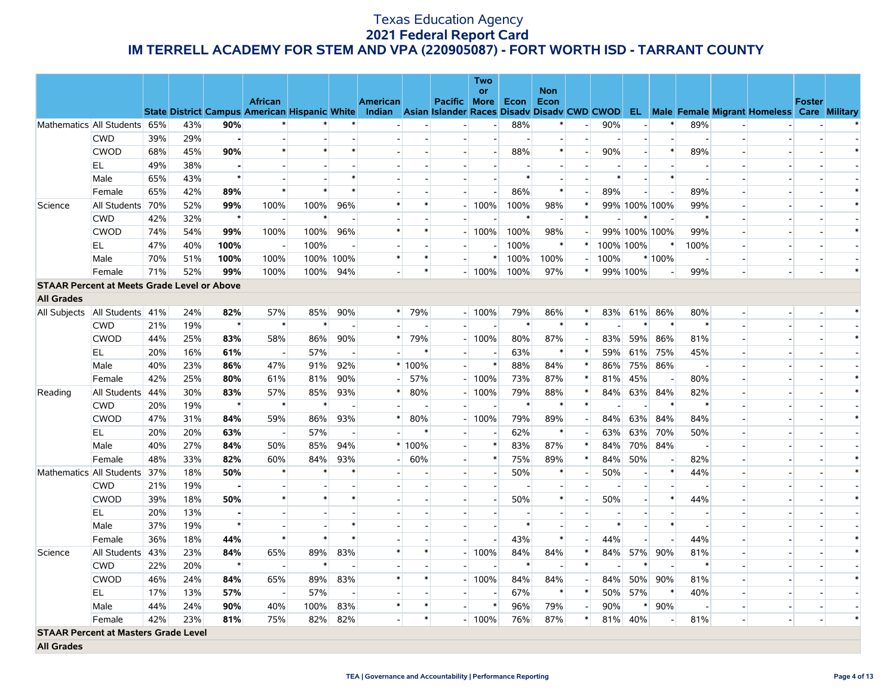# Texas Education Agency
## 2021 Federal Report Card
## IM TERRELL ACADEMY FOR STEM AND VPA (220905087) - FORT WORTH ISD - TARRANT COUNTY

| | | State | District | Campus | African American | Hispanic | White | American Indian | Asian | Pacific Islander | Two or More Races | Econ Disadv | Non Econ Disadv | CWD | CWOD | EL | Male | Female | Migrant | Homeless | Foster Care | Military |
|---|---|---|---|---|---|---|---|---|---|---|---|---|---|---|---|---|---|---|---|---|---|---|
| Mathematics | All Students | 65% | 43% | **90%** | * | * | * | - | - | - | - | 88% | * | - | 90% | - | * | 89% | - | - | - | * |
| | CWD | 39% | 29% | **-** | - | - | - | - | - | - | - | - | - | - | - | - | - | - | - | - | - | - |
| | CWOD | 68% | 45% | **90%** | * | * | * | - | - | - | - | 88% | * | - | 90% | - | * | 89% | - | - | - | * |
| | EL | 49% | 38% | **-** | - | - | - | - | - | - | - | - | - | - | - | - | - | - | - | - | - | - |
| | Male | 65% | 43% | ***** | - | - | * | - | - | - | - | * | - | - | * | - | * | - | - | - | - | - |
| | Female | 65% | 42% | **89%** | * | * | * | - | - | - | - | 86% | * | - | 89% | - | - | 89% | - | - | - | * |
| Science | All Students | 70% | 52% | **99%** | 100% | 100% | 96% | * | * | - | 100% | 100% | 98% | * | 99% | 100% | 100% | 99% | - | - | - | * |
| | CWD | 42% | 32% | ***** | - | * | - | - | - | - | - | * | - | * | - | * | - | * | - | - | - | - |
| | CWOD | 74% | 54% | **99%** | 100% | 100% | 96% | * | * | - | 100% | 100% | 98% | - | 99% | 100% | 100% | 99% | - | - | - | * |
| | EL | 47% | 40% | **100%** | - | 100% | - | - | - | - | - | 100% | * | * | 100% | 100% | * | 100% | - | - | - | - |
| | Male | 70% | 51% | **100%** | 100% | 100% | 100% | * | * | - | * | 100% | 100% | - | 100% | * | 100% | - | - | - | - | - |
| | Female | 71% | 52% | **99%** | 100% | 100% | 94% | - | * | - | 100% | 100% | 97% | * | 99% | 100% | - | 99% | - | - | - | * |
| **STAAR Percent at Meets Grade Level or Above** | | | | | | | | | | | | | | | | | | | | | | |
| **All Grades** | | | | | | | | | | | | | | | | | | | | | | |
| All Subjects | All Students | 41% | 24% | **82%** | 57% | 85% | 90% | * | 79% | - | 100% | 79% | 86% | * | 83% | 61% | 86% | 80% | - | - | - | * |
| | CWD | 21% | 19% | ***** | * | * | - | - | - | - | - | * | * | * | - | * | * | * | - | - | - | - |
| | CWOD | 44% | 25% | **83%** | 58% | 86% | 90% | * | 79% | - | 100% | 80% | 87% | - | 83% | 59% | 86% | 81% | - | - | - | * |
| | EL | 20% | 16% | **61%** | - | 57% | - | - | * | - | - | 63% | * | * | 59% | 61% | 75% | 45% | - | - | - | - |
| | Male | 40% | 23% | **86%** | 47% | 91% | 92% | * | 100% | - | * | 88% | 84% | * | 86% | 75% | 86% | - | - | - | - | - |
| | Female | 42% | 25% | **80%** | 61% | 81% | 90% | - | 57% | - | 100% | 73% | 87% | * | 81% | 45% | - | 80% | - | - | - | * |
| Reading | All Students | 44% | 30% | **83%** | 57% | 85% | 93% | * | 80% | - | 100% | 79% | 88% | * | 84% | 63% | 84% | 82% | - | - | - | * |
| | CWD | 20% | 19% | ***** | * | * | - | - | - | - | - | * | * | * | - | - | * | * | - | - | - | - |
| | CWOD | 47% | 31% | **84%** | 59% | 86% | 93% | * | 80% | - | 100% | 79% | 89% | - | 84% | 63% | 84% | 84% | - | - | - | * |
| | EL | 20% | 20% | **63%** | - | 57% | - | - | * | - | - | 62% | * | - | 63% | 63% | 70% | 50% | - | - | - | - |
| | Male | 40% | 27% | **84%** | 50% | 85% | 94% | * | 100% | - | * | 83% | 87% | * | 84% | 70% | 84% | - | - | - | - | - |
| | Female | 48% | 33% | **82%** | 60% | 84% | 93% | - | 60% | - | * | 75% | 89% | * | 84% | 50% | - | 82% | - | - | - | * |
| Mathematics | All Students | 37% | 18% | **50%** | * | * | * | - | - | - | - | 50% | * | - | 50% | - | * | 44% | - | - | - | * |
| | CWD | 21% | 19% | **-** | - | - | - | - | - | - | - | - | - | - | - | - | - | - | - | - | - | - |
| | CWOD | 39% | 18% | **50%** | * | * | * | - | - | - | - | 50% | * | - | 50% | - | * | 44% | - | - | - | * |
| | EL | 20% | 13% | **-** | - | - | - | - | - | - | - | - | - | - | - | - | - | - | - | - | - | - |
| | Male | 37% | 19% | ***** | - | - | * | - | - | - | - | * | - | - | * | - | * | - | - | - | - | - |
| | Female | 36% | 18% | **44%** | * | * | * | - | - | - | - | 43% | * | - | 44% | - | - | 44% | - | - | - | * |
| Science | All Students | 43% | 23% | **84%** | 65% | 89% | 83% | * | * | - | 100% | 84% | 84% | * | 84% | 57% | 90% | 81% | - | - | - | * |
| | CWD | 22% | 20% | ***** | - | * | - | - | - | - | - | * | - | * | - | * | - | * | - | - | - | - |
| | CWOD | 46% | 24% | **84%** | 65% | 89% | 83% | * | * | - | 100% | 84% | 84% | - | 84% | 50% | 90% | 81% | - | - | - | * |
| | EL | 17% | 13% | **57%** | - | 57% | - | - | - | - | - | 67% | * | * | 50% | 57% | * | 40% | - | - | - | - |
| | Male | 44% | 24% | **90%** | 40% | 100% | 83% | * | * | - | * | 96% | 79% | - | 90% | * | 90% | - | - | - | - | - |
| | Female | 42% | 23% | **81%** | 75% | 82% | 82% | - | * | - | 100% | 76% | 87% | * | 81% | 40% | - | 81% | - | - | - | * |
| **STAAR Percent at Masters Grade Level** | | | | | | | | | | | | | | | | | | | | | | |
| **All Grades** | | | | | | | | | | | | | | | | | | | | | | |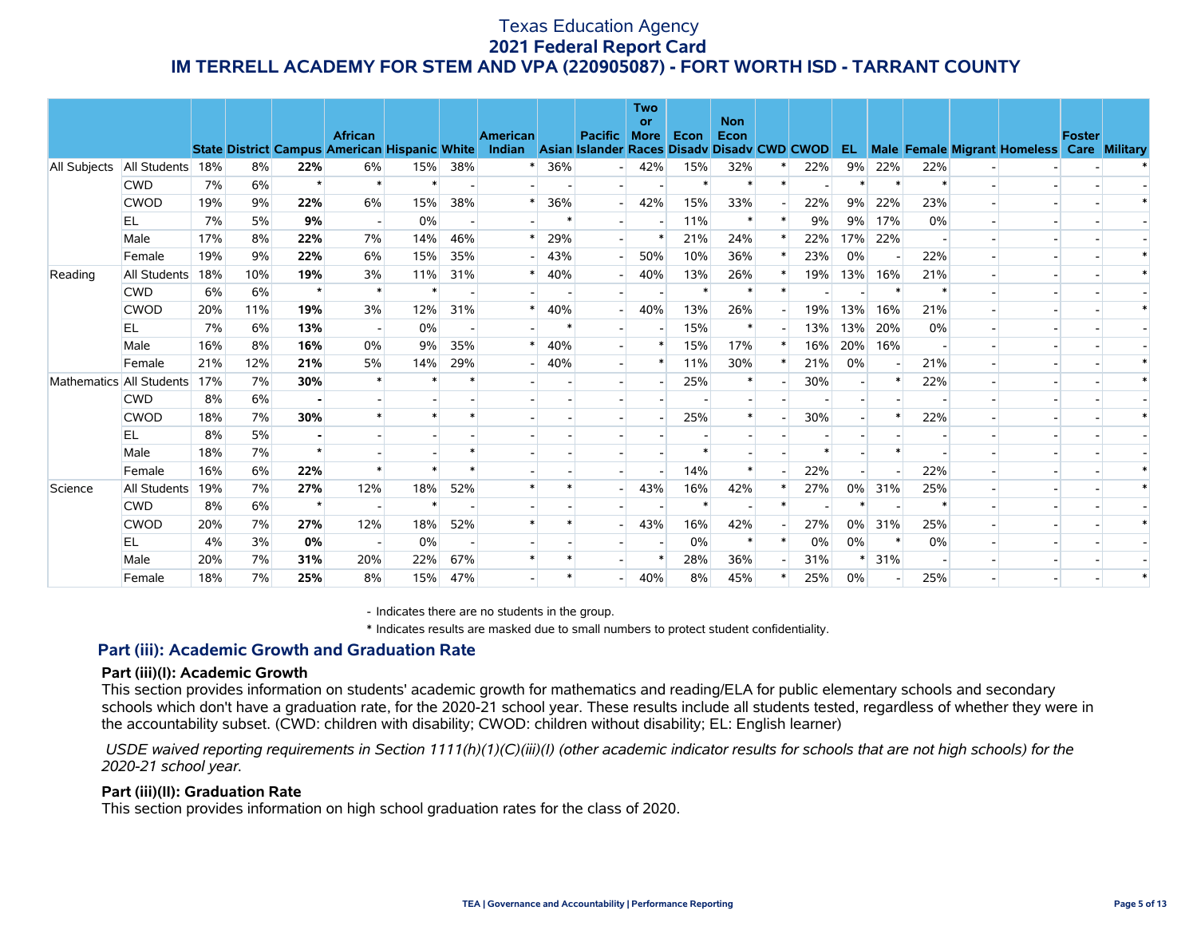# Texas Education Agency
## 2021 Federal Report Card
## IM TERRELL ACADEMY FOR STEM AND VPA (220905087) - FORT WORTH ISD - TARRANT COUNTY

| | | State | District | Campus | African American | Hispanic | White | American Indian | Asian | Pacific Islander | Two or More Races | Econ Disadv | Non Econ Disadv | CWD | CWOD | EL | Male | Female | Migrant | Homeless | Foster Care | Military |
|---|---|---|---|---|---|---|---|---|---|---|---|---|---|---|---|---|---|---|---|---|---|---|
| All Subjects | All Students | 18% | 8% | **22%** | 6% | 15% | 38% | * | 36% | - | 42% | 15% | 32% | * | 22% | 9% | 22% | 22% | - | - | - | * |
| | CWD | 7% | 6% | * | * | * | - | - | - | - | - | * | * | * | - | * | * | * | - | - | - | - |
| | CWOD | 19% | 9% | **22%** | 6% | 15% | 38% | * | 36% | - | 42% | 15% | 33% | - | 22% | 9% | 22% | 23% | - | - | - | * |
| | EL | 7% | 5% | **9%** | - | 0% | - | - | * | - | - | 11% | * | * | 9% | 9% | 17% | 0% | - | - | - | - |
| | Male | 17% | 8% | **22%** | 7% | 14% | 46% | * | 29% | - | * | 21% | 24% | * | 22% | 17% | 22% | - | - | - | - | - |
| | Female | 19% | 9% | **22%** | 6% | 15% | 35% | - | 43% | - | 50% | 10% | 36% | * | 23% | 0% | - | 22% | - | - | - | * |
| Reading | All Students | 18% | 10% | **19%** | 3% | 11% | 31% | * | 40% | - | 40% | 13% | 26% | * | 19% | 13% | 16% | 21% | - | - | - | * |
| | CWD | 6% | 6% | * | * | * | - | - | - | - | - | * | * | * | - | - | * | * | - | - | - | - |
| | CWOD | 20% | 11% | **19%** | 3% | 12% | 31% | * | 40% | - | 40% | 13% | 26% | - | 19% | 13% | 16% | 21% | - | - | - | * |
| | EL | 7% | 6% | **13%** | - | 0% | - | - | * | - | - | 15% | * | - | 13% | 13% | 20% | 0% | - | - | - | - |
| | Male | 16% | 8% | **16%** | 0% | 9% | 35% | * | 40% | - | * | 15% | 17% | * | 16% | 20% | 16% | - | - | - | - | - |
| | Female | 21% | 12% | **21%** | 5% | 14% | 29% | - | 40% | - | * | 11% | 30% | * | 21% | 0% | - | 21% | - | - | - | * |
| Mathematics | All Students | 17% | 7% | **30%** | * | * | * | - | - | - | - | 25% | * | - | 30% | - | * | 22% | - | - | - | * |
| | CWD | 8% | 6% | **-** | - | - | - | - | - | - | - | - | - | - | - | - | - | - | - | - | - | - |
| | CWOD | 18% | 7% | **30%** | * | * | * | - | - | - | - | 25% | * | - | 30% | - | * | 22% | - | - | - | * |
| | EL | 8% | 5% | **-** | - | - | - | - | - | - | - | - | - | - | - | - | - | - | - | - | - | - |
| | Male | 18% | 7% | * | - | - | * | - | - | - | - | * | - | - | * | - | * | - | - | - | - | - |
| | Female | 16% | 6% | **22%** | * | * | * | - | - | - | - | 14% | * | - | 22% | - | - | 22% | - | - | - | * |
| Science | All Students | 19% | 7% | **27%** | 12% | 18% | 52% | * | * | - | 43% | 16% | 42% | * | 27% | 0% | 31% | 25% | - | - | - | * |
| | CWD | 8% | 6% | * | - | * | - | - | - | - | - | * | - | * | - | * | - | * | - | - | - | - |
| | CWOD | 20% | 7% | **27%** | 12% | 18% | 52% | * | * | - | 43% | 16% | 42% | - | 27% | 0% | 31% | 25% | - | - | - | * |
| | EL | 4% | 3% | **0%** | - | 0% | - | - | - | - | - | 0% | * | * | 0% | 0% | * | 0% | - | - | - | - |
| | Male | 20% | 7% | **31%** | 20% | 22% | 67% | * | * | - | * | 28% | 36% | - | 31% | * | 31% | - | - | - | - | - |
| | Female | 18% | 7% | **25%** | 8% | 15% | 47% | - | * | - | 40% | 8% | 45% | * | 25% | 0% | - | 25% | - | - | - | * |

- Indicates there are no students in the group.

* Indicates results are masked due to small numbers to protect student confidentiality.

## Part (iii): Academic Growth and Graduation Rate

### Part (iii)(I): Academic Growth

This section provides information on students' academic growth for mathematics and reading/ELA for public elementary schools and secondary schools which don't have a graduation rate, for the 2020-21 school year. These results include all students tested, regardless of whether they were in the accountability subset. (CWD: children with disability; CWOD: children without disability; EL: English learner)

*USDE waived reporting requirements in Section 1111(h)(1)(C)(iii)(I) (other academic indicator results for schools that are not high schools) for the 2020-21 school year.*

### Part (iii)(II): Graduation Rate

This section provides information on high school graduation rates for the class of 2020.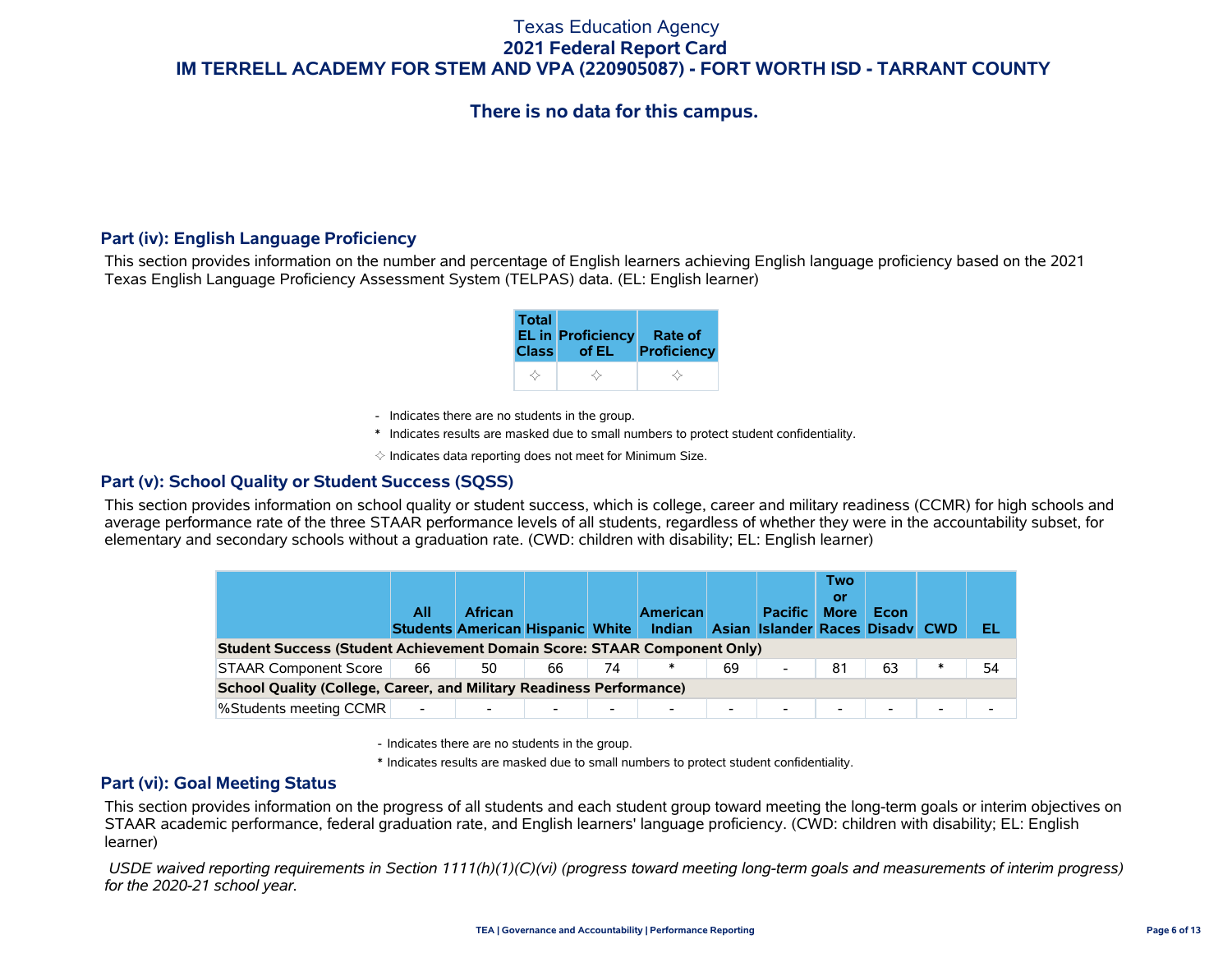# Texas Education Agency
## 2021 Federal Report Card
## IM TERRELL ACADEMY FOR STEM AND VPA (220905087) - FORT WORTH ISD - TARRANT COUNTY

### There is no data for this campus.

### Part (iv): English Language Proficiency

This section provides information on the number and percentage of English learners achieving English language proficiency based on the 2021 Texas English Language Proficiency Assessment System (TELPAS) data. (EL: English learner)

| Total EL in Class | Proficiency of EL | Rate of Proficiency |
|---|---|---|
| ✧ | ✧ | ✧ |

- Indicates there are no students in the group.

* Indicates results are masked due to small numbers to protect student confidentiality.

✧ Indicates data reporting does not meet for Minimum Size.

### Part (v): School Quality or Student Success (SQSS)

This section provides information on school quality or student success, which is college, career and military readiness (CCMR) for high schools and average performance rate of the three STAAR performance levels of all students, regardless of whether they were in the accountability subset, for elementary and secondary schools without a graduation rate. (CWD: children with disability; EL: English learner)

| | All Students | African American | Hispanic | White | American Indian | Asian | Pacific Islander | Two or More Races | Econ Disadv | CWD | EL |
|---|---|---|---|---|---|---|---|---|---|---|---|
| **Student Success (Student Achievement Domain Score: STAAR Component Only)** | | | | | | | | | | | |
| STAAR Component Score | 66 | 50 | 66 | 74 | * | 69 | - | 81 | 63 | * | 54 |
| **School Quality (College, Career, and Military Readiness Performance)** | | | | | | | | | | | |
| %Students meeting CCMR | - | - | - | - | - | - | - | - | - | - | - |

- Indicates there are no students in the group.

* Indicates results are masked due to small numbers to protect student confidentiality.

### Part (vi): Goal Meeting Status

This section provides information on the progress of all students and each student group toward meeting the long-term goals or interim objectives on STAAR academic performance, federal graduation rate, and English learners' language proficiency. (CWD: children with disability; EL: English learner)

*USDE waived reporting requirements in Section 1111(h)(1)(C)(vi) (progress toward meeting long-term goals and measurements of interim progress) for the 2020-21 school year.*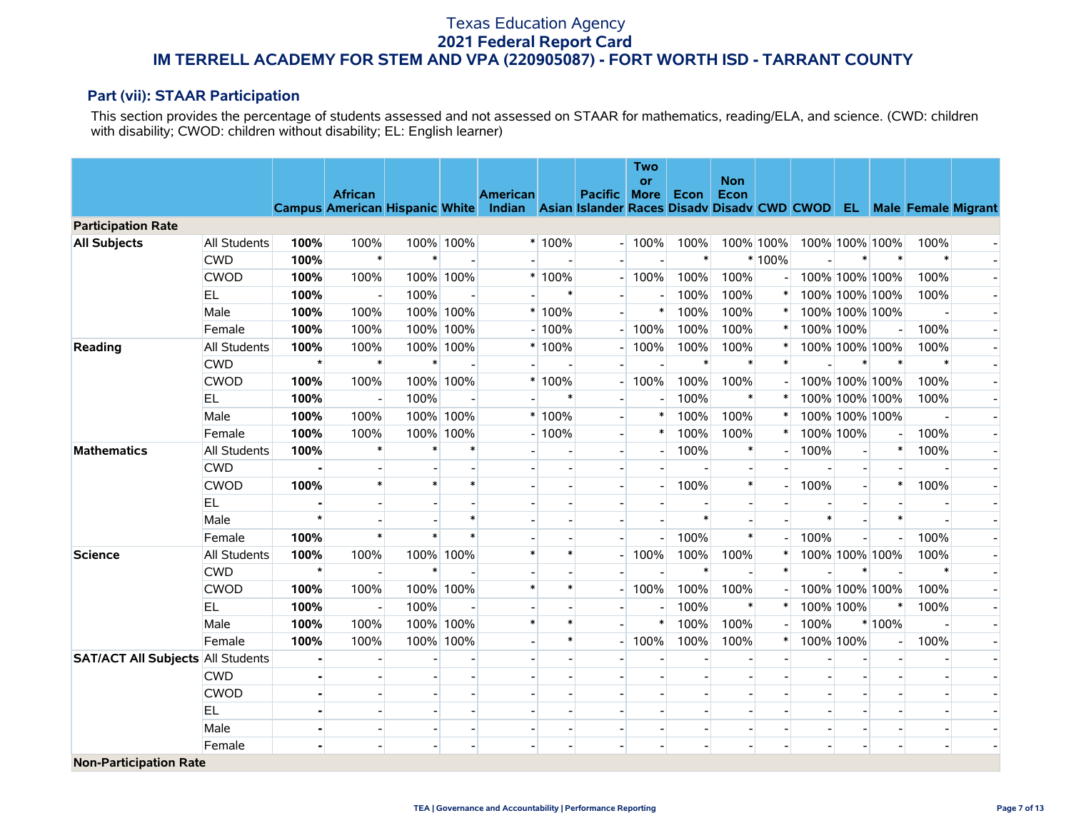## Part (vii): STAAR Participation

This section provides the percentage of students assessed and not assessed on STAAR for mathematics, reading/ELA, and science. (CWD: children with disability; CWOD: children without disability; EL: English learner)

| | | Campus | African American | Hispanic | White | American Indian | Asian | Pacific Islander | Two or More Races | Econ Disadv | Non Econ Disadv | CWD | CWOD | EL | Male | Female | Migrant |
|---|---|---|---|---|---|---|---|---|---|---|---|---|---|---|---|---|---|
| **Participation Rate** | | | | | | | | | | | | | | | | | |
| **All Subjects** | All Students | **100%** | 100% | 100% | 100% | * | 100% | - | 100% | 100% | 100% | 100% | 100% | 100% | 100% | 100% | - |
| | CWD | **100%** | * | * | - | - | - | - | - | * | * | 100% | - | * | * | * | - |
| | CWOD | **100%** | 100% | 100% | 100% | * | 100% | - | 100% | 100% | 100% | - | 100% | 100% | 100% | 100% | - |
| | EL | **100%** | - | 100% | - | - | * | - | - | 100% | 100% | * | 100% | 100% | 100% | 100% | - |
| | Male | **100%** | 100% | 100% | 100% | * | 100% | - | * | 100% | 100% | * | 100% | 100% | 100% | - | - |
| | Female | **100%** | 100% | 100% | 100% | - | 100% | - | 100% | 100% | 100% | * | 100% | 100% | - | 100% | - |
| **Reading** | All Students | **100%** | 100% | 100% | 100% | * | 100% | - | 100% | 100% | 100% | * | 100% | 100% | 100% | 100% | - |
| | CWD | * | * | * | - | - | - | - | - | * | * | * | - | * | * | * | - |
| | CWOD | **100%** | 100% | 100% | 100% | * | 100% | - | 100% | 100% | 100% | - | 100% | 100% | 100% | 100% | - |
| | EL | **100%** | - | 100% | - | - | * | - | - | 100% | * | * | 100% | 100% | 100% | 100% | - |
| | Male | **100%** | 100% | 100% | 100% | * | 100% | - | * | 100% | 100% | * | 100% | 100% | 100% | - | - |
| | Female | **100%** | 100% | 100% | 100% | - | 100% | - | * | 100% | 100% | * | 100% | 100% | - | 100% | - |
| **Mathematics** | All Students | **100%** | * | * | * | - | - | - | - | 100% | * | - | 100% | - | * | 100% | - |
| | CWD | - | - | - | - | - | - | - | - | - | - | - | - | - | - | - | - |
| | CWOD | **100%** | * | * | * | - | - | - | - | 100% | * | - | 100% | - | * | 100% | - |
| | EL | - | - | - | - | - | - | - | - | - | - | - | - | - | - | - | - |
| | Male | * | - | - | * | - | - | - | - | * | - | - | * | - | * | - | - |
| | Female | **100%** | * | * | * | - | - | - | - | 100% | * | - | 100% | - | - | 100% | - |
| **Science** | All Students | **100%** | 100% | 100% | 100% | * | * | - | 100% | 100% | 100% | * | 100% | 100% | 100% | 100% | - |
| | CWD | * | - | * | - | - | - | - | - | * | - | * | - | * | - | * | - |
| | CWOD | **100%** | 100% | 100% | 100% | * | * | - | 100% | 100% | 100% | - | 100% | 100% | 100% | 100% | - |
| | EL | **100%** | - | 100% | - | - | - | - | - | 100% | * | * | 100% | 100% | * | 100% | - |
| | Male | **100%** | 100% | 100% | 100% | * | * | - | * | 100% | 100% | - | 100% | * | 100% | - | - |
| | Female | **100%** | 100% | 100% | 100% | - | * | - | 100% | 100% | 100% | * | 100% | 100% | - | 100% | - |
| **SAT/ACT All Subjects** | All Students | - | - | - | - | - | - | - | - | - | - | - | - | - | - | - | - |
| | CWD | - | - | - | - | - | - | - | - | - | - | - | - | - | - | - | - |
| | CWOD | - | - | - | - | - | - | - | - | - | - | - | - | - | - | - | - |
| | EL | - | - | - | - | - | - | - | - | - | - | - | - | - | - | - | - |
| | Male | - | - | - | - | - | - | - | - | - | - | - | - | - | - | - | - |
| | Female | - | - | - | - | - | - | - | - | - | - | - | - | - | - | - | - |
| **Non-Participation Rate** | | | | | | | | | | | | | | | | | |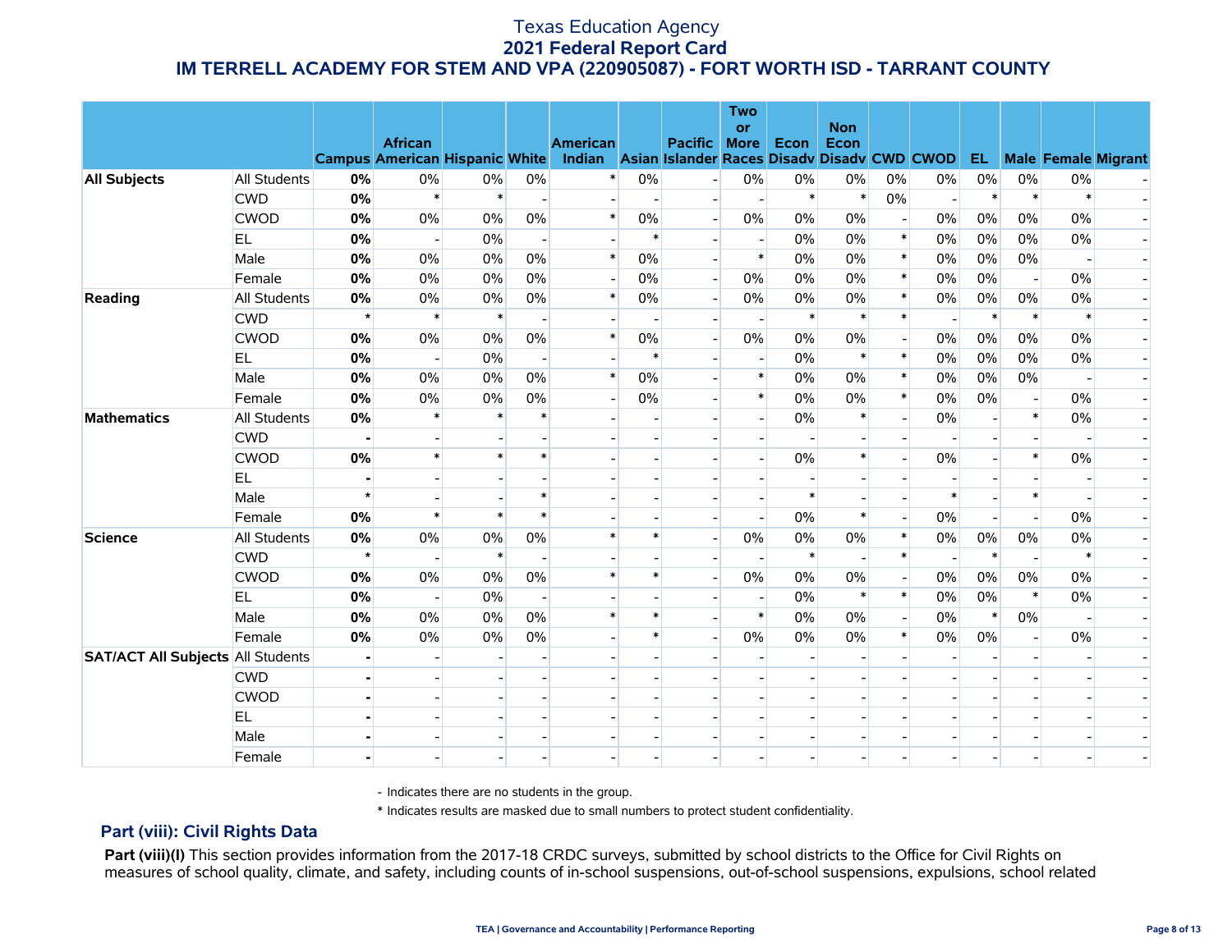Texas Education Agency
**2021 Federal Report Card**
**IM TERRELL ACADEMY FOR STEM AND VPA (220905087) - FORT WORTH ISD - TARRANT COUNTY**

| | | Campus | African American | Hispanic | White | American Indian | Asian | Pacific Islander | Two or More Races | Econ Disadv | Non Econ Disadv | CWD | CWOD | EL | Male | Female | Migrant |
|---|---|---|---|---|---|---|---|---|---|---|---|---|---|---|---|---|---|
| **All Subjects** | All Students | **0%** | 0% | 0% | 0% | * | 0% | - | 0% | 0% | 0% | 0% | 0% | 0% | 0% | 0% | - |
| | CWD | **0%** | * | * | - | - | - | - | - | * | * | 0% | - | * | * | * | - |
| | CWOD | **0%** | 0% | 0% | 0% | * | 0% | - | 0% | 0% | 0% | - | 0% | 0% | 0% | 0% | - |
| | EL | **0%** | - | 0% | - | - | * | - | - | 0% | 0% | * | 0% | 0% | 0% | 0% | - |
| | Male | **0%** | 0% | 0% | 0% | * | 0% | - | * | 0% | 0% | * | 0% | 0% | 0% | - | - |
| | Female | **0%** | 0% | 0% | 0% | - | 0% | - | 0% | 0% | 0% | * | 0% | 0% | - | 0% | - |
| **Reading** | All Students | **0%** | 0% | 0% | 0% | * | 0% | - | 0% | 0% | 0% | * | 0% | 0% | 0% | 0% | - |
| | CWD | * | * | * | - | - | - | - | - | * | * | * | - | * | * | * | - |
| | CWOD | **0%** | 0% | 0% | 0% | * | 0% | - | 0% | 0% | 0% | - | 0% | 0% | 0% | 0% | - |
| | EL | **0%** | - | 0% | - | - | * | - | - | 0% | * | * | 0% | 0% | 0% | 0% | - |
| | Male | **0%** | 0% | 0% | 0% | * | 0% | - | * | 0% | 0% | * | 0% | 0% | 0% | - | - |
| | Female | **0%** | 0% | 0% | 0% | - | 0% | - | * | 0% | 0% | * | 0% | 0% | - | 0% | - |
| **Mathematics** | All Students | **0%** | * | * | * | - | - | - | - | 0% | * | - | 0% | - | * | 0% | - |
| | CWD | - | - | - | - | - | - | - | - | - | - | - | - | - | - | - | - |
| | CWOD | **0%** | * | * | * | - | - | - | - | 0% | * | - | 0% | - | * | 0% | - |
| | EL | - | - | - | - | - | - | - | - | - | - | - | - | - | - | - | - |
| | Male | * | - | - | * | - | - | - | - | * | - | - | * | - | * | - | - |
| | Female | **0%** | * | * | * | - | - | - | - | 0% | * | - | 0% | - | - | 0% | - |
| **Science** | All Students | **0%** | 0% | 0% | 0% | * | * | - | 0% | 0% | 0% | * | 0% | 0% | 0% | 0% | - |
| | CWD | * | - | * | - | - | - | - | - | * | - | * | - | * | - | * | - |
| | CWOD | **0%** | 0% | 0% | 0% | * | * | - | 0% | 0% | 0% | - | 0% | 0% | 0% | 0% | - |
| | EL | **0%** | - | 0% | - | - | - | - | - | 0% | * | * | 0% | 0% | * | 0% | - |
| | Male | **0%** | 0% | 0% | 0% | * | * | - | * | 0% | 0% | - | 0% | * | 0% | - | - |
| | Female | **0%** | 0% | 0% | 0% | - | * | - | 0% | 0% | 0% | * | 0% | 0% | - | 0% | - |
| **SAT/ACT All Subjects** | All Students | - | - | - | - | - | - | - | - | - | - | - | - | - | - | - | - |
| | CWD | - | - | - | - | - | - | - | - | - | - | - | - | - | - | - | - |
| | CWOD | - | - | - | - | - | - | - | - | - | - | - | - | - | - | - | - |
| | EL | - | - | - | - | - | - | - | - | - | - | - | - | - | - | - | - |
| | Male | - | - | - | - | - | - | - | - | - | - | - | - | - | - | - | - |
| | Female | - | - | - | - | - | - | - | - | - | - | - | - | - | - | - | - |

\- Indicates there are no students in the group.

\* Indicates results are masked due to small numbers to protect student confidentiality.

## Part (viii): Civil Rights Data

**Part (viii)(I)** This section provides information from the 2017-18 CRDC surveys, submitted by school districts to the Office for Civil Rights on measures of school quality, climate, and safety, including counts of in-school suspensions, out-of-school suspensions, expulsions, school related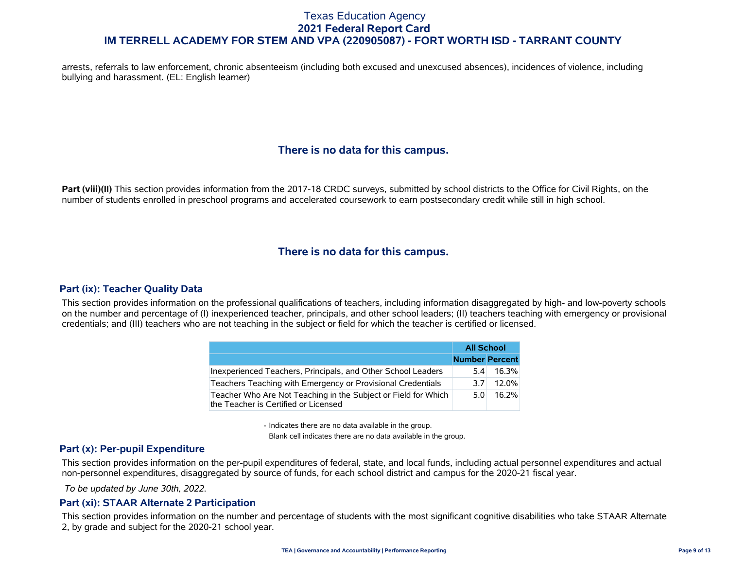arrests, referrals to law enforcement, chronic absenteeism (including both excused and unexcused absences), incidences of violence, including bullying and harassment. (EL: English learner)

### There is no data for this campus.

**Part (viii)(II)** This section provides information from the 2017-18 CRDC surveys, submitted by school districts to the Office for Civil Rights, on the number of students enrolled in preschool programs and accelerated coursework to earn postsecondary credit while still in high school.

### There is no data for this campus.

## Part (ix): Teacher Quality Data

This section provides information on the professional qualifications of teachers, including information disaggregated by high- and low-poverty schools on the number and percentage of (I) inexperienced teacher, principals, and other school leaders; (II) teachers teaching with emergency or provisional credentials; and (III) teachers who are not teaching in the subject or field for which the teacher is certified or licensed.

| | All School | |
|---|---|---|
| | Number | Percent |
| Inexperienced Teachers, Principals, and Other School Leaders | 5.4 | 16.3% |
| Teachers Teaching with Emergency or Provisional Credentials | 3.7 | 12.0% |
| Teacher Who Are Not Teaching in the Subject or Field for Which the Teacher is Certified or Licensed | 5.0 | 16.2% |

- Indicates there are no data available in the group.
Blank cell indicates there are no data available in the group.

## Part (x): Per-pupil Expenditure

This section provides information on the per-pupil expenditures of federal, state, and local funds, including actual personnel expenditures and actual non-personnel expenditures, disaggregated by source of funds, for each school district and campus for the 2020-21 fiscal year.

*To be updated by June 30th, 2022.*

## Part (xi): STAAR Alternate 2 Participation

This section provides information on the number and percentage of students with the most significant cognitive disabilities who take STAAR Alternate 2, by grade and subject for the 2020-21 school year.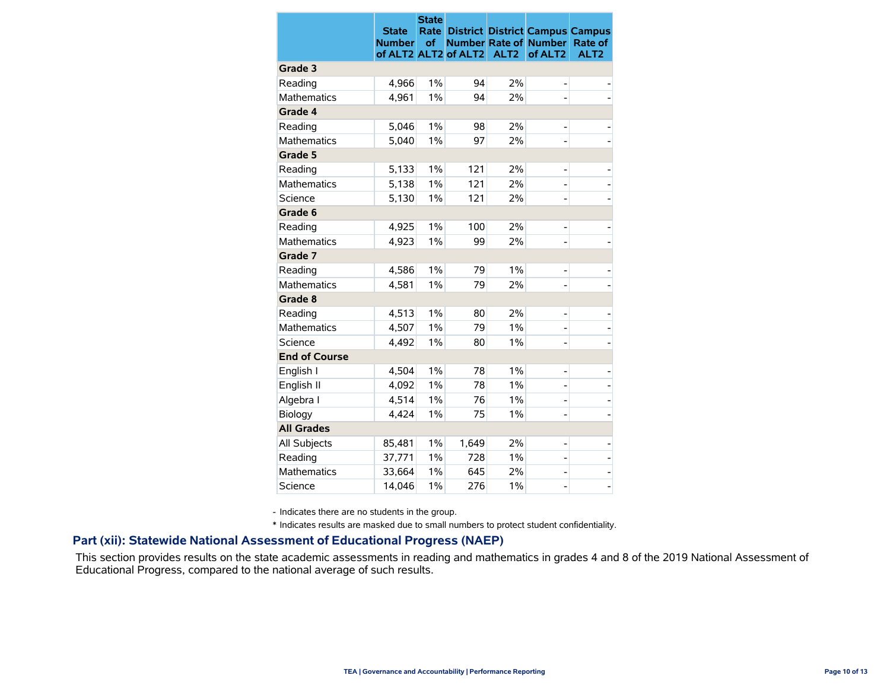| | State Number of ALT2 | State Rate of ALT2 | District Number of ALT2 | District Rate of ALT2 | Campus Number of ALT2 | Campus Rate of ALT2 |
|---|---|---|---|---|---|---|
| **Grade 3** | | | | | | |
| Reading | 4,966 | 1% | 94 | 2% | - | - |
| Mathematics | 4,961 | 1% | 94 | 2% | - | - |
| **Grade 4** | | | | | | |
| Reading | 5,046 | 1% | 98 | 2% | - | - |
| Mathematics | 5,040 | 1% | 97 | 2% | - | - |
| **Grade 5** | | | | | | |
| Reading | 5,133 | 1% | 121 | 2% | - | - |
| Mathematics | 5,138 | 1% | 121 | 2% | - | - |
| Science | 5,130 | 1% | 121 | 2% | - | - |
| **Grade 6** | | | | | | |
| Reading | 4,925 | 1% | 100 | 2% | - | - |
| Mathematics | 4,923 | 1% | 99 | 2% | - | - |
| **Grade 7** | | | | | | |
| Reading | 4,586 | 1% | 79 | 1% | - | - |
| Mathematics | 4,581 | 1% | 79 | 2% | - | - |
| **Grade 8** | | | | | | |
| Reading | 4,513 | 1% | 80 | 2% | - | - |
| Mathematics | 4,507 | 1% | 79 | 1% | - | - |
| Science | 4,492 | 1% | 80 | 1% | - | - |
| **End of Course** | | | | | | |
| English I | 4,504 | 1% | 78 | 1% | - | - |
| English II | 4,092 | 1% | 78 | 1% | - | - |
| Algebra I | 4,514 | 1% | 76 | 1% | - | - |
| Biology | 4,424 | 1% | 75 | 1% | - | - |
| **All Grades** | | | | | | |
| All Subjects | 85,481 | 1% | 1,649 | 2% | - | - |
| Reading | 37,771 | 1% | 728 | 1% | - | - |
| Mathematics | 33,664 | 1% | 645 | 2% | - | - |
| Science | 14,046 | 1% | 276 | 1% | - | - |

- Indicates there are no students in the group.

* Indicates results are masked due to small numbers to protect student confidentiality.

## Part (xii): Statewide National Assessment of Educational Progress (NAEP)

This section provides results on the state academic assessments in reading and mathematics in grades 4 and 8 of the 2019 National Assessment of Educational Progress, compared to the national average of such results.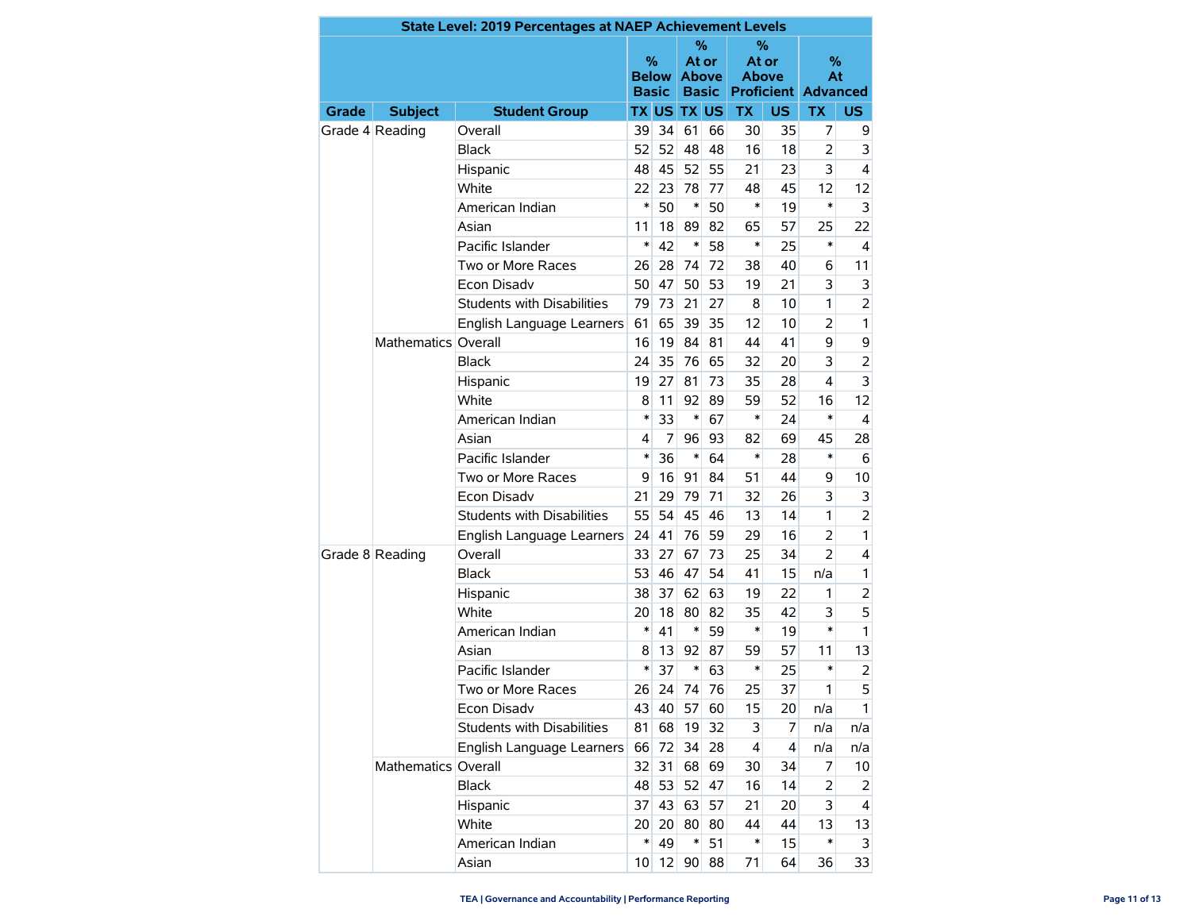| State Level: 2019 Percentages at NAEP Achievement Levels | | | | | | | | | | |
|---|---|---|---|---|---|---|---|---|---|---|
| | | | % Below Basic | | % At or Above Basic | | % At or Above Proficient | | % At Advanced | |
| Grade | Subject | Student Group | TX | US | TX | US | TX | US | TX | US |
| Grade 4 | Reading | Overall | 39 | 34 | 61 | 66 | 30 | 35 | 7 | 9 |
| | | Black | 52 | 52 | 48 | 48 | 16 | 18 | 2 | 3 |
| | | Hispanic | 48 | 45 | 52 | 55 | 21 | 23 | 3 | 4 |
| | | White | 22 | 23 | 78 | 77 | 48 | 45 | 12 | 12 |
| | | American Indian | * | 50 | * | 50 | * | 19 | * | 3 |
| | | Asian | 11 | 18 | 89 | 82 | 65 | 57 | 25 | 22 |
| | | Pacific Islander | * | 42 | * | 58 | * | 25 | * | 4 |
| | | Two or More Races | 26 | 28 | 74 | 72 | 38 | 40 | 6 | 11 |
| | | Econ Disadv | 50 | 47 | 50 | 53 | 19 | 21 | 3 | 3 |
| | | Students with Disabilities | 79 | 73 | 21 | 27 | 8 | 10 | 1 | 2 |
| | | English Language Learners | 61 | 65 | 39 | 35 | 12 | 10 | 2 | 1 |
| | Mathematics | Overall | 16 | 19 | 84 | 81 | 44 | 41 | 9 | 9 |
| | | Black | 24 | 35 | 76 | 65 | 32 | 20 | 3 | 2 |
| | | Hispanic | 19 | 27 | 81 | 73 | 35 | 28 | 4 | 3 |
| | | White | 8 | 11 | 92 | 89 | 59 | 52 | 16 | 12 |
| | | American Indian | * | 33 | * | 67 | * | 24 | * | 4 |
| | | Asian | 4 | 7 | 96 | 93 | 82 | 69 | 45 | 28 |
| | | Pacific Islander | * | 36 | * | 64 | * | 28 | * | 6 |
| | | Two or More Races | 9 | 16 | 91 | 84 | 51 | 44 | 9 | 10 |
| | | Econ Disadv | 21 | 29 | 79 | 71 | 32 | 26 | 3 | 3 |
| | | Students with Disabilities | 55 | 54 | 45 | 46 | 13 | 14 | 1 | 2 |
| | | English Language Learners | 24 | 41 | 76 | 59 | 29 | 16 | 2 | 1 |
| Grade 8 | Reading | Overall | 33 | 27 | 67 | 73 | 25 | 34 | 2 | 4 |
| | | Black | 53 | 46 | 47 | 54 | 41 | 15 | n/a | 1 |
| | | Hispanic | 38 | 37 | 62 | 63 | 19 | 22 | 1 | 2 |
| | | White | 20 | 18 | 80 | 82 | 35 | 42 | 3 | 5 |
| | | American Indian | * | 41 | * | 59 | * | 19 | * | 1 |
| | | Asian | 8 | 13 | 92 | 87 | 59 | 57 | 11 | 13 |
| | | Pacific Islander | * | 37 | * | 63 | * | 25 | * | 2 |
| | | Two or More Races | 26 | 24 | 74 | 76 | 25 | 37 | 1 | 5 |
| | | Econ Disadv | 43 | 40 | 57 | 60 | 15 | 20 | n/a | 1 |
| | | Students with Disabilities | 81 | 68 | 19 | 32 | 3 | 7 | n/a | n/a |
| | | English Language Learners | 66 | 72 | 34 | 28 | 4 | 4 | n/a | n/a |
| | Mathematics | Overall | 32 | 31 | 68 | 69 | 30 | 34 | 7 | 10 |
| | | Black | 48 | 53 | 52 | 47 | 16 | 14 | 2 | 2 |
| | | Hispanic | 37 | 43 | 63 | 57 | 21 | 20 | 3 | 4 |
| | | White | 20 | 20 | 80 | 80 | 44 | 44 | 13 | 13 |
| | | American Indian | * | 49 | * | 51 | * | 15 | * | 3 |
| | | Asian | 10 | 12 | 90 | 88 | 71 | 64 | 36 | 33 |

TEA | Governance and Accountability | Performance Reporting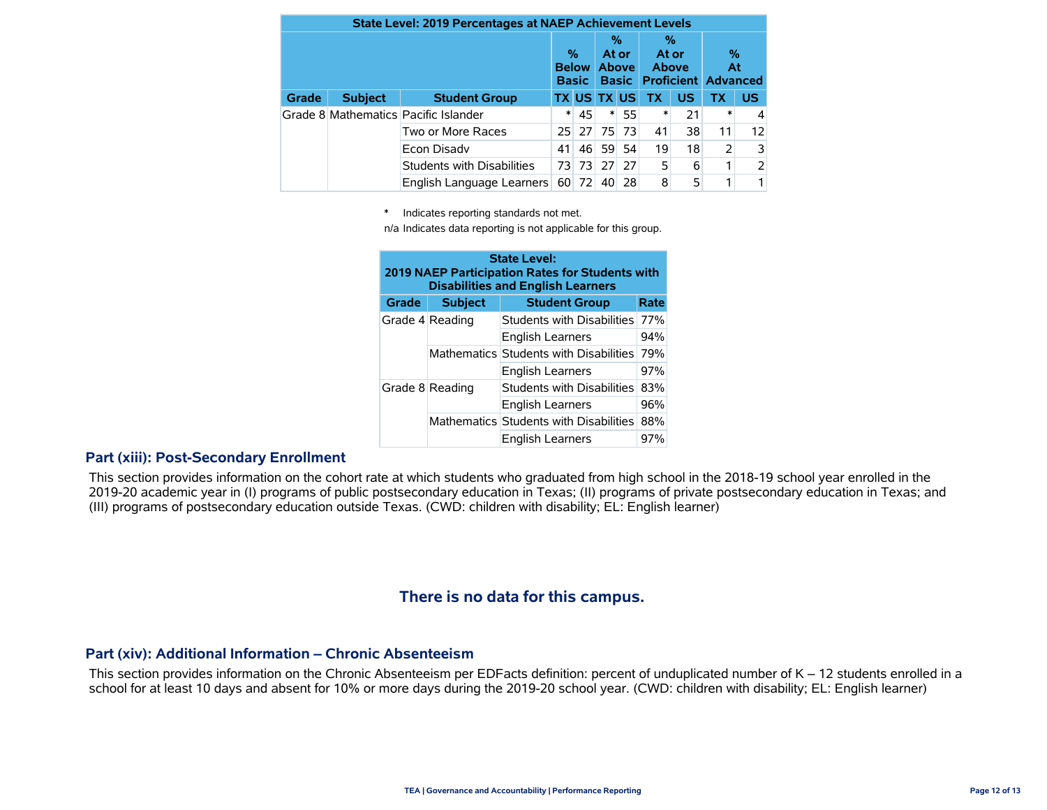| State Level: 2019 Percentages at NAEP Achievement Levels | | | | | | | | | | | |
|---|---|---|---|---|---|---|---|---|---|---|---|
| | | | % Below Basic | | % At or Above Basic | | % At or Above Proficient | | % At Advanced | |
| Grade | Subject | Student Group | TX | US | TX | US | TX | US | TX | US |
| Grade 8 | Mathematics | Pacific Islander | * | 45 | * | 55 | * | 21 | * | 4 |
| | | Two or More Races | 25 | 27 | 75 | 73 | 41 | 38 | 11 | 12 |
| | | Econ Disadv | 41 | 46 | 59 | 54 | 19 | 18 | 2 | 3 |
| | | Students with Disabilities | 73 | 73 | 27 | 27 | 5 | 6 | 1 | 2 |
| | | English Language Learners | 60 | 72 | 40 | 28 | 8 | 5 | 1 | 1 |

\* Indicates reporting standards not met.

n/a Indicates data reporting is not applicable for this group.

| State Level: 2019 NAEP Participation Rates for Students with Disabilities and English Learners | | | |
|---|---|---|---|
| Grade | Subject | Student Group | Rate |
| Grade 4 | Reading | Students with Disabilities | 77% |
| | | English Learners | 94% |
| | Mathematics | Students with Disabilities | 79% |
| | | English Learners | 97% |
| Grade 8 | Reading | Students with Disabilities | 83% |
| | | English Learners | 96% |
| | Mathematics | Students with Disabilities | 88% |
| | | English Learners | 97% |

## Part (xiii): Post-Secondary Enrollment

This section provides information on the cohort rate at which students who graduated from high school in the 2018-19 school year enrolled in the 2019-20 academic year in (I) programs of public postsecondary education in Texas; (II) programs of private postsecondary education in Texas; and (III) programs of postsecondary education outside Texas. (CWD: children with disability; EL: English learner)

**There is no data for this campus.**

## Part (xiv): Additional Information – Chronic Absenteeism

This section provides information on the Chronic Absenteeism per EDFacts definition: percent of unduplicated number of K – 12 students enrolled in a school for at least 10 days and absent for 10% or more days during the 2019-20 school year. (CWD: children with disability; EL: English learner)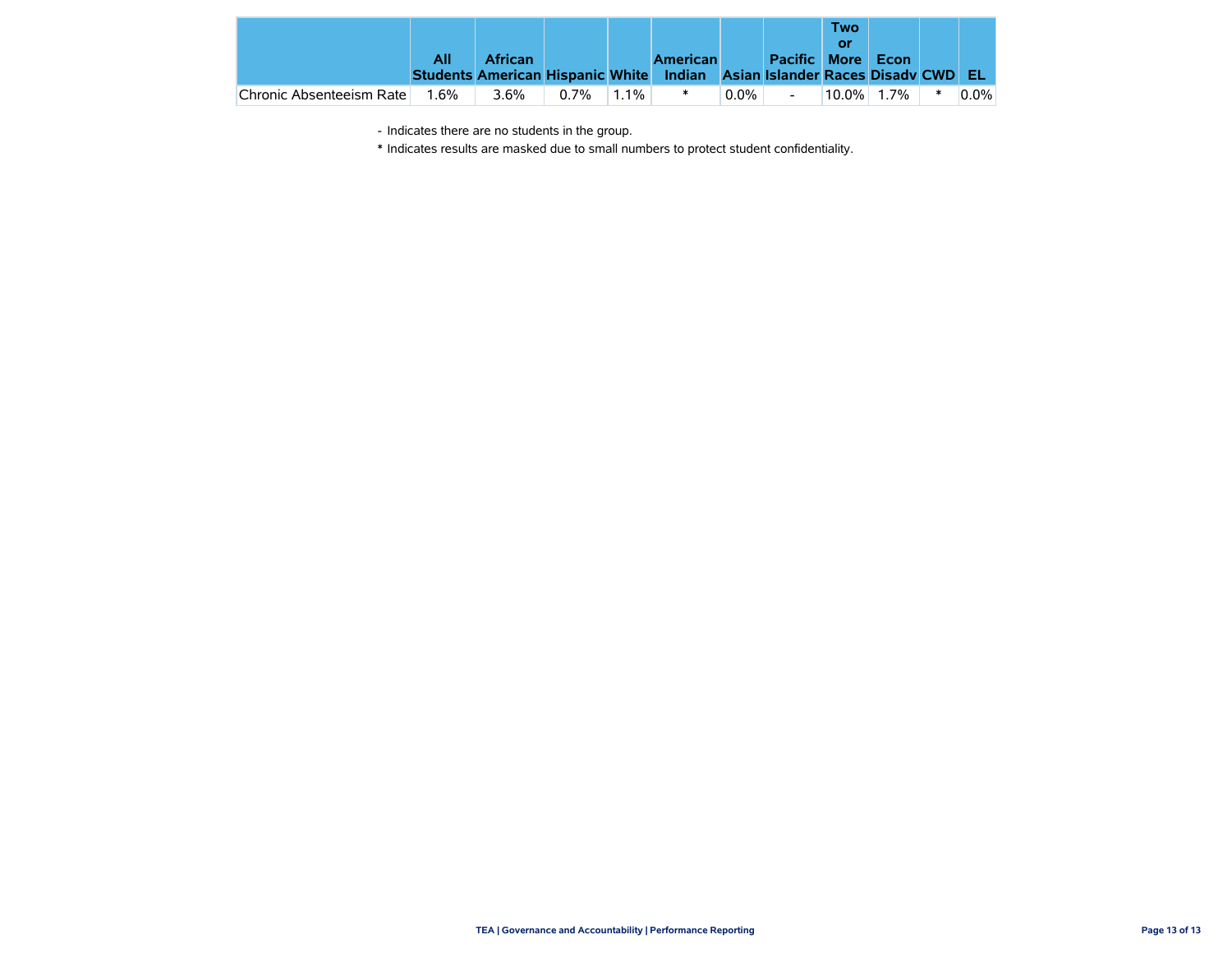| | All Students | African American | Hispanic | White | American Indian | Asian | Pacific Islander | Two or More Races | Econ Disadv | CWD | EL |
|---|---|---|---|---|---|---|---|---|---|---|---|
| Chronic Absenteeism Rate | 1.6% | 3.6% | 0.7% | 1.1% | * | 0.0% | - | 10.0% | 1.7% | * | 0.0% |

- Indicates there are no students in the group.

* Indicates results are masked due to small numbers to protect student confidentiality.

TEA | Governance and Accountability | Performance Reporting